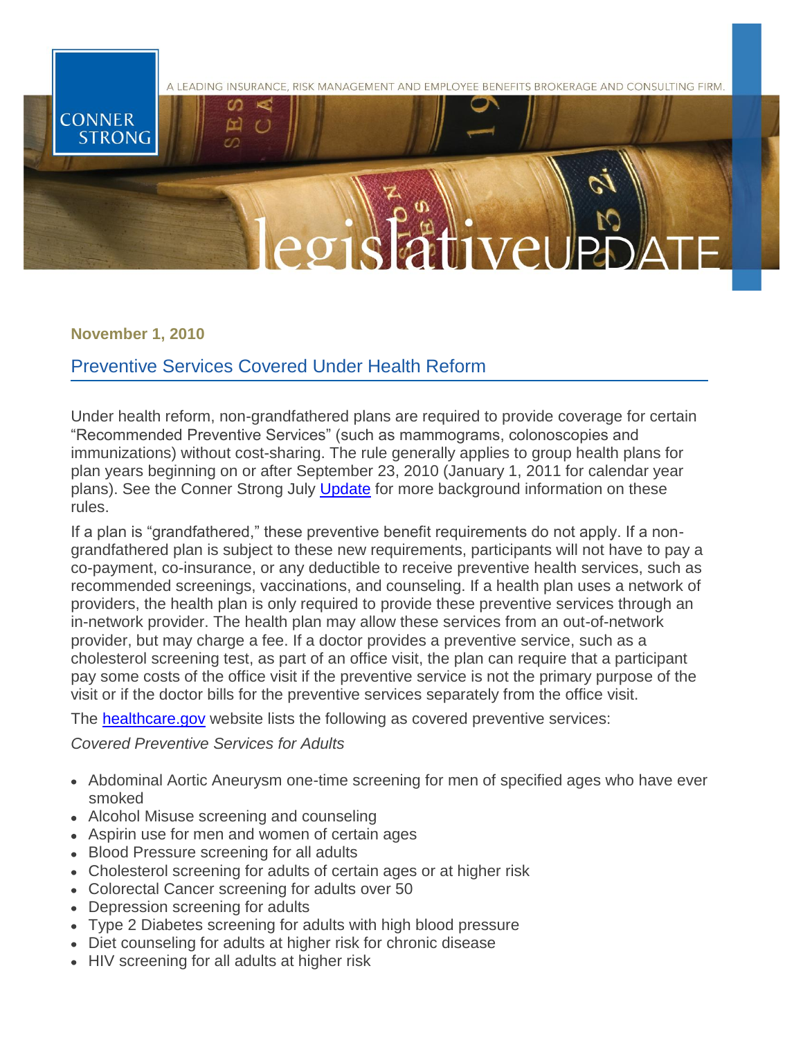November 1, 2010

## Preventive Services Covered Under Health Reform

Under health reform, non-grandfathered plans are required to provide coverage for certain "Recommended Preventive Services" (such as mammograms, colonoscopies and immunizations) without cost-sharing. The rule generally applies to group health plans for plan years beginning on or after September 23, 2010 (January 1, 2011 for calendar year plans). See the Conner Strong July Update for more background information on these rules.

If a plan is "grandfathered," these preventive benefit requirements do not apply. If a non-grandfathered plan is subject to these new requirements, participants will not have to pay a co-payment, co-insurance, or any deductible to receive preventive health services, such as recommended screenings, vaccinations, and counseling. If a health plan uses a network of providers, the health plan is only required to provide these preventive services through an in-network provider. The health plan may allow these services from an out-of-network provider, but may charge a fee. If a doctor provides a preventive service, such as a cholesterol screening test, as part of an office visit, the plan can require that a participant pay some costs of the office visit if the preventive service is not the primary purpose of the visit or if the doctor bills for the preventive services separately from the office visit.

The healthcare.gov website lists the following as covered preventive services:

*Covered Preventive Services for Adults*

- Abdominal Aortic Aneurysm one-time screening for men of specified ages who have ever smoked
- Alcohol Misuse screening and counseling
- Aspirin use for men and women of certain ages
- Blood Pressure screening for all adults
- Cholesterol screening for adults of certain ages or at higher risk
- Colorectal Cancer screening for adults over 50
- Depression screening for adults
- Type 2 Diabetes screening for adults with high blood pressure
- Diet counseling for adults at higher risk for chronic disease
- HIV screening for all adults at higher risk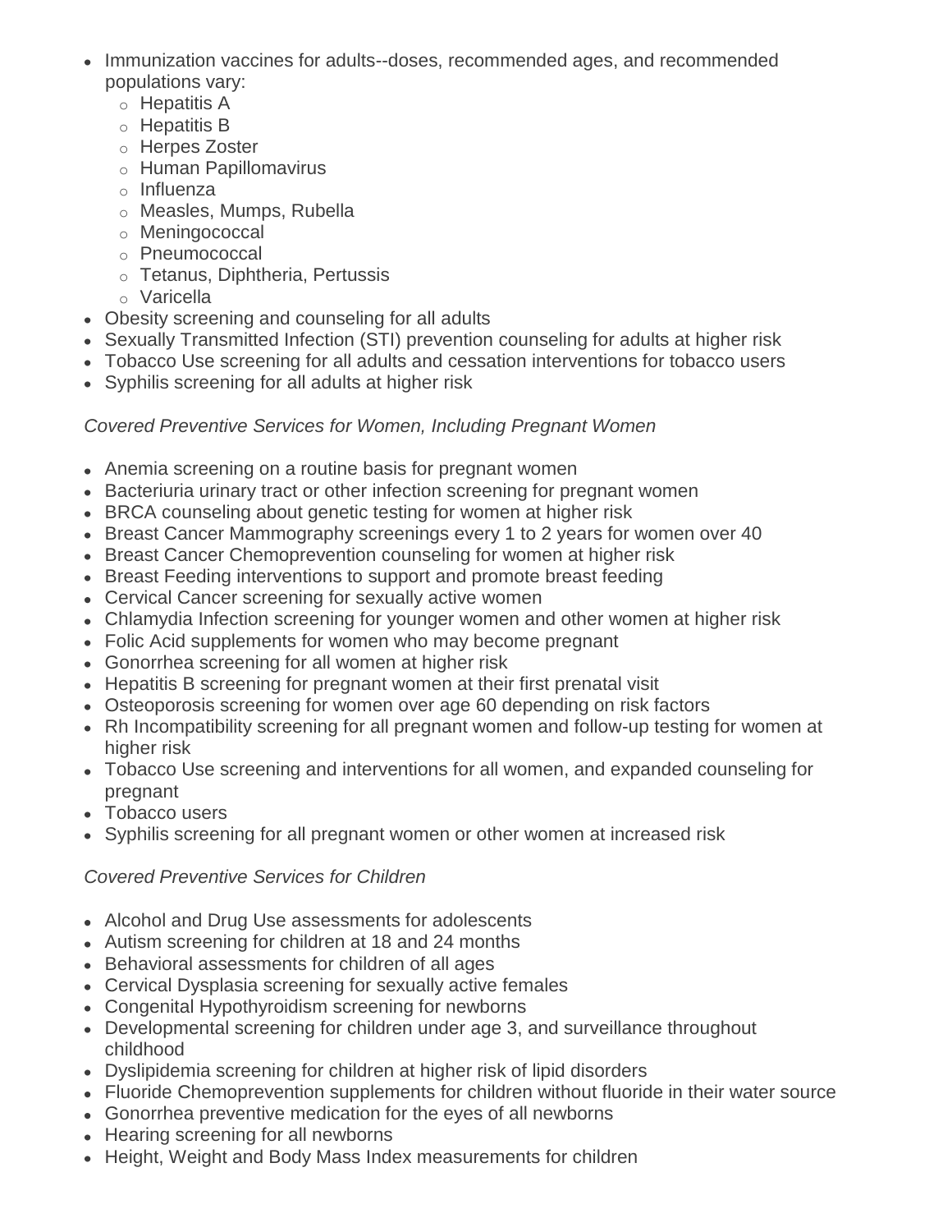- Immunization vaccines for adults--doses, recommended ages, and recommended populations vary:
  - Hepatitis A
  - Hepatitis B
  - Herpes Zoster
  - Human Papillomavirus
  - Influenza
  - Measles, Mumps, Rubella
  - Meningococcal
  - Pneumococcal
  - Tetanus, Diphtheria, Pertussis
  - Varicella
- Obesity screening and counseling for all adults
- Sexually Transmitted Infection (STI) prevention counseling for adults at higher risk
- Tobacco Use screening for all adults and cessation interventions for tobacco users
- Syphilis screening for all adults at higher risk

*Covered Preventive Services for Women, Including Pregnant Women*

- Anemia screening on a routine basis for pregnant women
- Bacteriuria urinary tract or other infection screening for pregnant women
- BRCA counseling about genetic testing for women at higher risk
- Breast Cancer Mammography screenings every 1 to 2 years for women over 40
- Breast Cancer Chemoprevention counseling for women at higher risk
- Breast Feeding interventions to support and promote breast feeding
- Cervical Cancer screening for sexually active women
- Chlamydia Infection screening for younger women and other women at higher risk
- Folic Acid supplements for women who may become pregnant
- Gonorrhea screening for all women at higher risk
- Hepatitis B screening for pregnant women at their first prenatal visit
- Osteoporosis screening for women over age 60 depending on risk factors
- Rh Incompatibility screening for all pregnant women and follow-up testing for women at higher risk
- Tobacco Use screening and interventions for all women, and expanded counseling for pregnant
- Tobacco users
- Syphilis screening for all pregnant women or other women at increased risk

*Covered Preventive Services for Children*

- Alcohol and Drug Use assessments for adolescents
- Autism screening for children at 18 and 24 months
- Behavioral assessments for children of all ages
- Cervical Dysplasia screening for sexually active females
- Congenital Hypothyroidism screening for newborns
- Developmental screening for children under age 3, and surveillance throughout childhood
- Dyslipidemia screening for children at higher risk of lipid disorders
- Fluoride Chemoprevention supplements for children without fluoride in their water source
- Gonorrhea preventive medication for the eyes of all newborns
- Hearing screening for all newborns
- Height, Weight and Body Mass Index measurements for children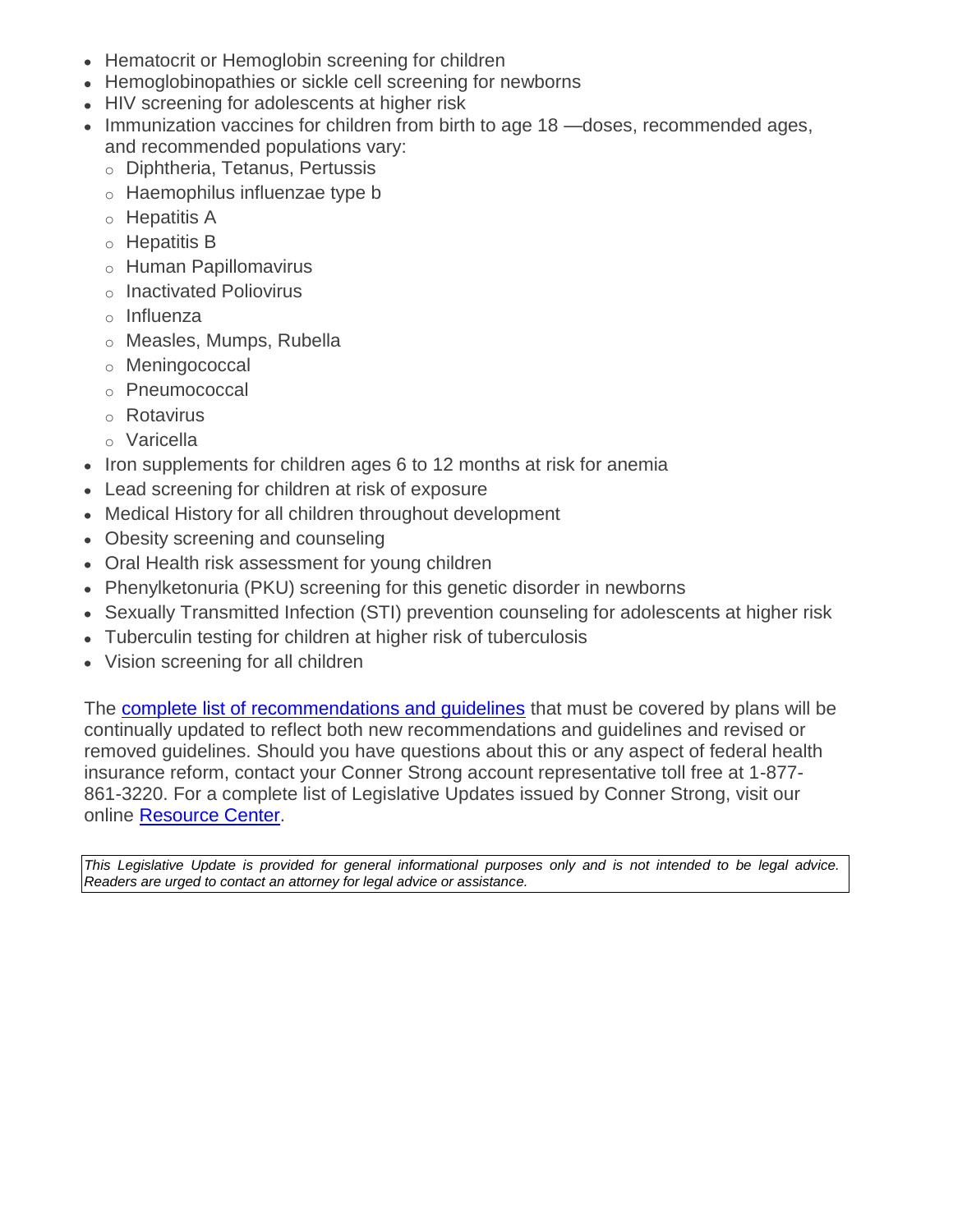- Hematocrit or Hemoglobin screening for children
- Hemoglobinopathies or sickle cell screening for newborns
- HIV screening for adolescents at higher risk
- Immunization vaccines for children from birth to age 18 —doses, recommended ages, and recommended populations vary:
  - Diphtheria, Tetanus, Pertussis
  - Haemophilus influenzae type b
  - Hepatitis A
  - Hepatitis B
  - Human Papillomavirus
  - Inactivated Poliovirus
  - Influenza
  - Measles, Mumps, Rubella
  - Meningococcal
  - Pneumococcal
  - Rotavirus
  - Varicella
- Iron supplements for children ages 6 to 12 months at risk for anemia
- Lead screening for children at risk of exposure
- Medical History for all children throughout development
- Obesity screening and counseling
- Oral Health risk assessment for young children
- Phenylketonuria (PKU) screening for this genetic disorder in newborns
- Sexually Transmitted Infection (STI) prevention counseling for adolescents at higher risk
- Tuberculin testing for children at higher risk of tuberculosis
- Vision screening for all children

The complete list of recommendations and guidelines that must be covered by plans will be continually updated to reflect both new recommendations and guidelines and revised or removed guidelines. Should you have questions about this or any aspect of federal health insurance reform, contact your Conner Strong account representative toll free at 1-877-861-3220. For a complete list of Legislative Updates issued by Conner Strong, visit our online Resource Center.

*This Legislative Update is provided for general informational purposes only and is not intended to be legal advice. Readers are urged to contact an attorney for legal advice or assistance.*